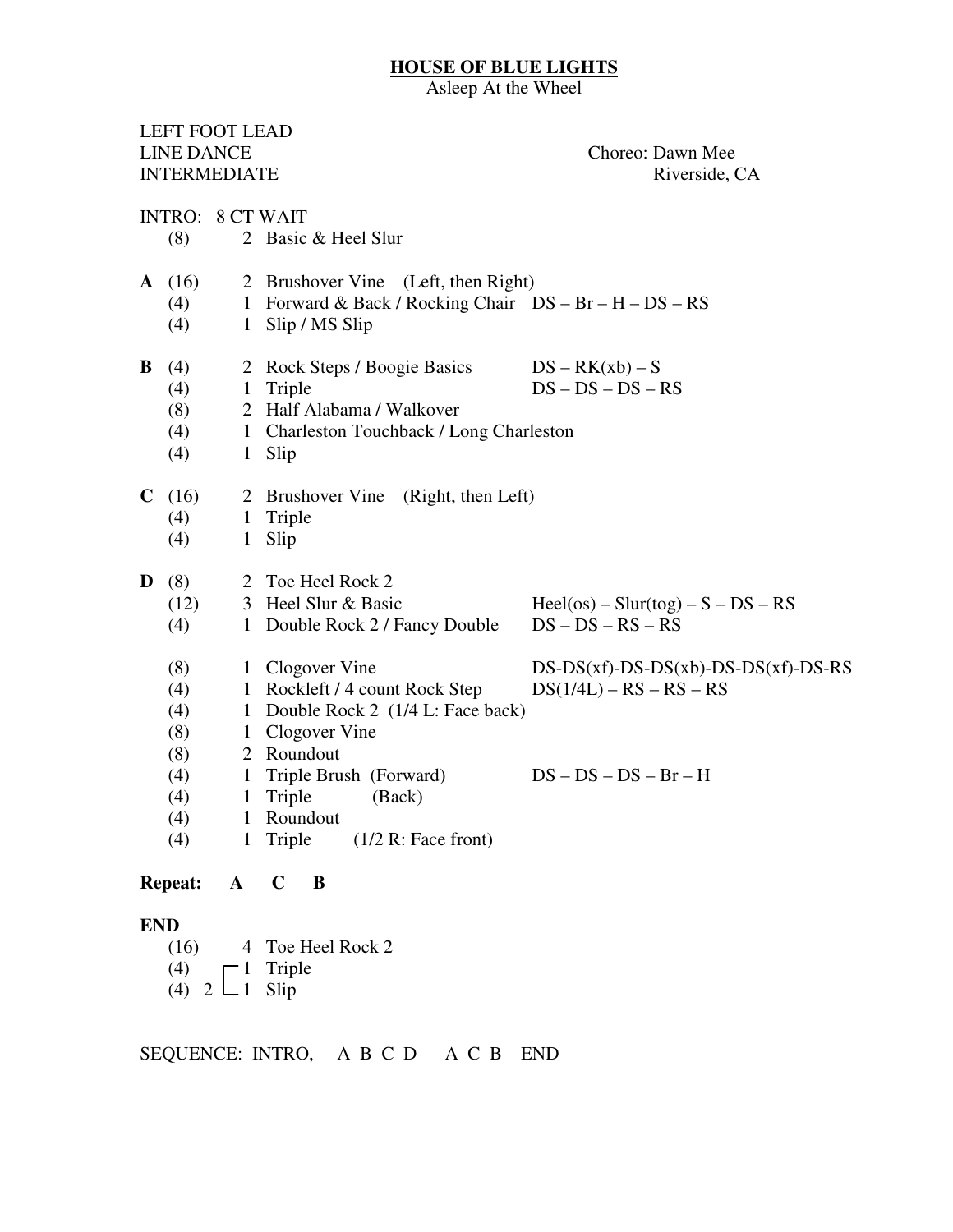# HOUSE OF BLUE LIGHTS

Asleep At the Wheel

LEFT FOOT LEAD
LINE DANCE
INTERMEDIATE

Choreo: Dawn Mee
Riverside, CA

INTRO: 8 CT WAIT

| | Counts | # | Step | Notation |
|---|---|---|---|---|
| | (8) | 2 | Basic & Heel Slur | |
| **A** | (16) | 2 | Brushover Vine (Left, then Right) | |
| | (4) | 1 | Forward & Back / Rocking Chair | DS – Br – H – DS – RS |
| | (4) | 1 | Slip / MS Slip | |
| **B** | (4) | 2 | Rock Steps / Boogie Basics | DS – RK(xb) – S |
| | (4) | 1 | Triple | DS – DS – DS – RS |
| | (8) | 2 | Half Alabama / Walkover | |
| | (4) | 1 | Charleston Touchback / Long Charleston | |
| | (4) | 1 | Slip | |
| **C** | (16) | 2 | Brushover Vine (Right, then Left) | |
| | (4) | 1 | Triple | |
| | (4) | 1 | Slip | |
| **D** | (8) | 2 | Toe Heel Rock 2 | |
| | (12) | 3 | Heel Slur & Basic | Heel(os) – Slur(tog) – S – DS – RS |
| | (4) | 1 | Double Rock 2 / Fancy Double | DS – DS – RS – RS |
| | (8) | 1 | Clogover Vine | DS-DS(xf)-DS-DS(xb)-DS-DS(xf)-DS-RS |
| | (4) | 1 | Rockleft / 4 count Rock Step | DS(1/4L) – RS – RS – RS |
| | (4) | 1 | Double Rock 2 (1/4 L: Face back) | |
| | (8) | 1 | Clogover Vine | |
| | (8) | 2 | Roundout | |
| | (4) | 1 | Triple Brush (Forward) | DS – DS – DS – Br – H |
| | (4) | 1 | Triple (Back) | |
| | (4) | 1 | Roundout | |
| | (4) | 1 | Triple (1/2 R: Face front) | |

**Repeat: A C B**

**END**

| Counts | # | Step |
|---|---|---|
| (16) | 4 | Toe Heel Rock 2 |
| (4) | 1 | Triple |
| (4) | 1 | Slip |

(Triple and Slip: 2 times)

SEQUENCE: INTRO, A B C D A C B END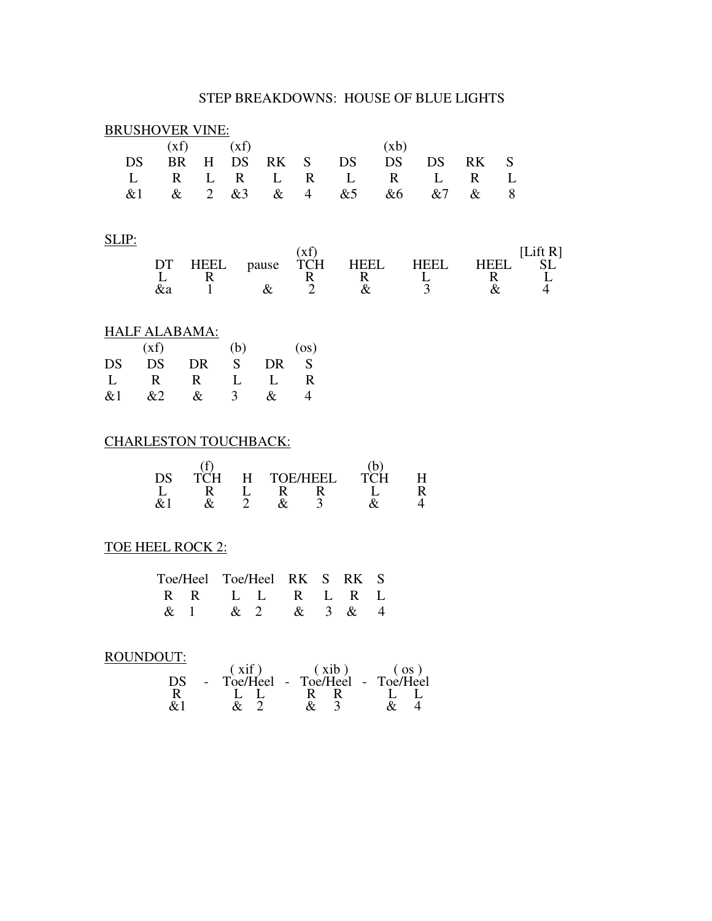# STEP BREAKDOWNS: HOUSE OF BLUE LIGHTS

## BRUSHOVER VINE:

| | | | | | | | | | | |
|---|---|---|---|---|---|---|---|---|---|---|
| | (xf) | | (xf) | | | | (xb) | | | |
| DS | BR | H | DS | RK | S | DS | DS | DS | RK | S |
| L | R | L | R | L | R | L | R | L | R | L |
| &1 | & | 2 | &3 | & | 4 | &5 | &6 | &7 | & | 8 |

## SLIP:

| | | | | | | | |
|---|---|---|---|---|---|---|---|
| | | | (xf) | | | | [Lift R] |
| DT | HEEL | pause | TCH | HEEL | HEEL | HEEL | SL |
| L | R | | R | R | L | R | L |
| &a | 1 | & | 2 | & | 3 | & | 4 |

## HALF ALABAMA:

| | | | | | |
|---|---|---|---|---|---|
| | (xf) | | (b) | | (os) |
| DS | DS | DR | S | DR | S |
| L | R | R | L | L | R |
| &1 | &2 | & | 3 | & | 4 |

## CHARLESTON TOUCHBACK:

| | | | | | | |
|---|---|---|---|---|---|---|
| | (f) | | | | (b) | |
| DS | TCH | H | TOE/HEEL | | TCH | H |
| L | R | L | R | R | L | R |
| &1 | & | 2 | & | 3 | & | 4 |

## TOE HEEL ROCK 2:

| | | | | | | | |
|---|---|---|---|---|---|---|---|
| Toe/Heel | | Toe/Heel | | RK | S | RK | S |
| R | R | L | L | R | L | R | L |
| & | 1 | & | 2 | & | 3 | & | 4 |

## ROUNDOUT:

| | | | | | | | | | |
|---|---|---|---|---|---|---|---|---|---|
| | | ( xif ) | | | ( xib ) | | | ( os ) | |
| DS | - | Toe/Heel | | - | Toe/Heel | | - | Toe/Heel | |
| R | | L | L | | R | R | | L | L |
| &1 | | & | 2 | | & | 3 | | & | 4 |